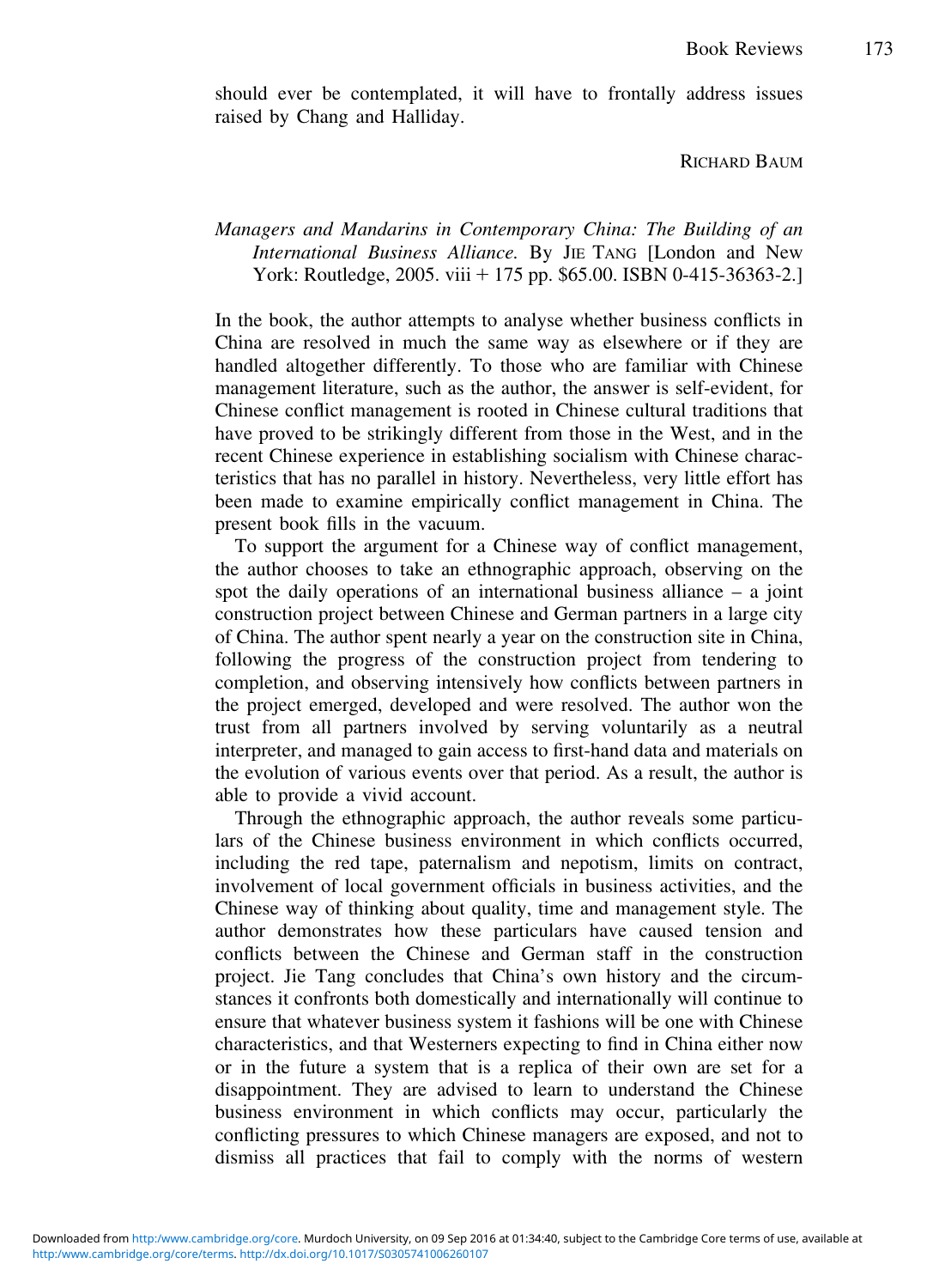should ever be contemplated, it will have to frontally address issues raised by Chang and Halliday.

RICHARD BAUM

*Managers and Mandarins in Contemporary China: The Building of an International Business Alliance.* By JIE TANG [London and New York: Routledge, 2005. viii + 175 pp. $65.00. ISBN 0-415-36363-2.]

In the book, the author attempts to analyse whether business conflicts in China are resolved in much the same way as elsewhere or if they are handled altogether differently. To those who are familiar with Chinese management literature, such as the author, the answer is self-evident, for Chinese conflict management is rooted in Chinese cultural traditions that have proved to be strikingly different from those in the West, and in the recent Chinese experience in establishing socialism with Chinese characteristics that has no parallel in history. Nevertheless, very little effort has been made to examine empirically conflict management in China. The present book fills in the vacuum.

To support the argument for a Chinese way of conflict management, the author chooses to take an ethnographic approach, observing on the spot the daily operations of an international business alliance – a joint construction project between Chinese and German partners in a large city of China. The author spent nearly a year on the construction site in China, following the progress of the construction project from tendering to completion, and observing intensively how conflicts between partners in the project emerged, developed and were resolved. The author won the trust from all partners involved by serving voluntarily as a neutral interpreter, and managed to gain access to first-hand data and materials on the evolution of various events over that period. As a result, the author is able to provide a vivid account.

Through the ethnographic approach, the author reveals some particulars of the Chinese business environment in which conflicts occurred, including the red tape, paternalism and nepotism, limits on contract, involvement of local government officials in business activities, and the Chinese way of thinking about quality, time and management style. The author demonstrates how these particulars have caused tension and conflicts between the Chinese and German staff in the construction project. Jie Tang concludes that China's own history and the circumstances it confronts both domestically and internationally will continue to ensure that whatever business system it fashions will be one with Chinese characteristics, and that Westerners expecting to find in China either now or in the future a system that is a replica of their own are set for a disappointment. They are advised to learn to understand the Chinese business environment in which conflicts may occur, particularly the conflicting pressures to which Chinese managers are exposed, and not to dismiss all practices that fail to comply with the norms of western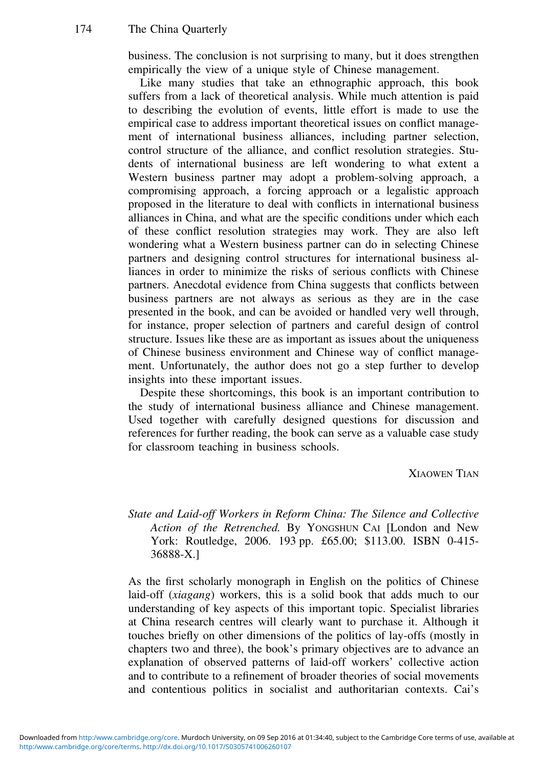business. The conclusion is not surprising to many, but it does strengthen empirically the view of a unique style of Chinese management.

Like many studies that take an ethnographic approach, this book suffers from a lack of theoretical analysis. While much attention is paid to describing the evolution of events, little effort is made to use the empirical case to address important theoretical issues on conflict management of international business alliances, including partner selection, control structure of the alliance, and conflict resolution strategies. Students of international business are left wondering to what extent a Western business partner may adopt a problem-solving approach, a compromising approach, a forcing approach or a legalistic approach proposed in the literature to deal with conflicts in international business alliances in China, and what are the specific conditions under which each of these conflict resolution strategies may work. They are also left wondering what a Western business partner can do in selecting Chinese partners and designing control structures for international business alliances in order to minimize the risks of serious conflicts with Chinese partners. Anecdotal evidence from China suggests that conflicts between business partners are not always as serious as they are in the case presented in the book, and can be avoided or handled very well through, for instance, proper selection of partners and careful design of control structure. Issues like these are as important as issues about the uniqueness of Chinese business environment and Chinese way of conflict management. Unfortunately, the author does not go a step further to develop insights into these important issues.

Despite these shortcomings, this book is an important contribution to the study of international business alliance and Chinese management. Used together with carefully designed questions for discussion and references for further reading, the book can serve as a valuable case study for classroom teaching in business schools.

XIAOWEN TIAN

*State and Laid-off Workers in Reform China: The Silence and Collective Action of the Retrenched.* By YONGSHUN CAI [London and New York: Routledge, 2006. 193 pp. £65.00; $113.00. ISBN 0-415-36888-X.]

As the first scholarly monograph in English on the politics of Chinese laid-off (*xiagang*) workers, this is a solid book that adds much to our understanding of key aspects of this important topic. Specialist libraries at China research centres will clearly want to purchase it. Although it touches briefly on other dimensions of the politics of lay-offs (mostly in chapters two and three), the book's primary objectives are to advance an explanation of observed patterns of laid-off workers' collective action and to contribute to a refinement of broader theories of social movements and contentious politics in socialist and authoritarian contexts. Cai's